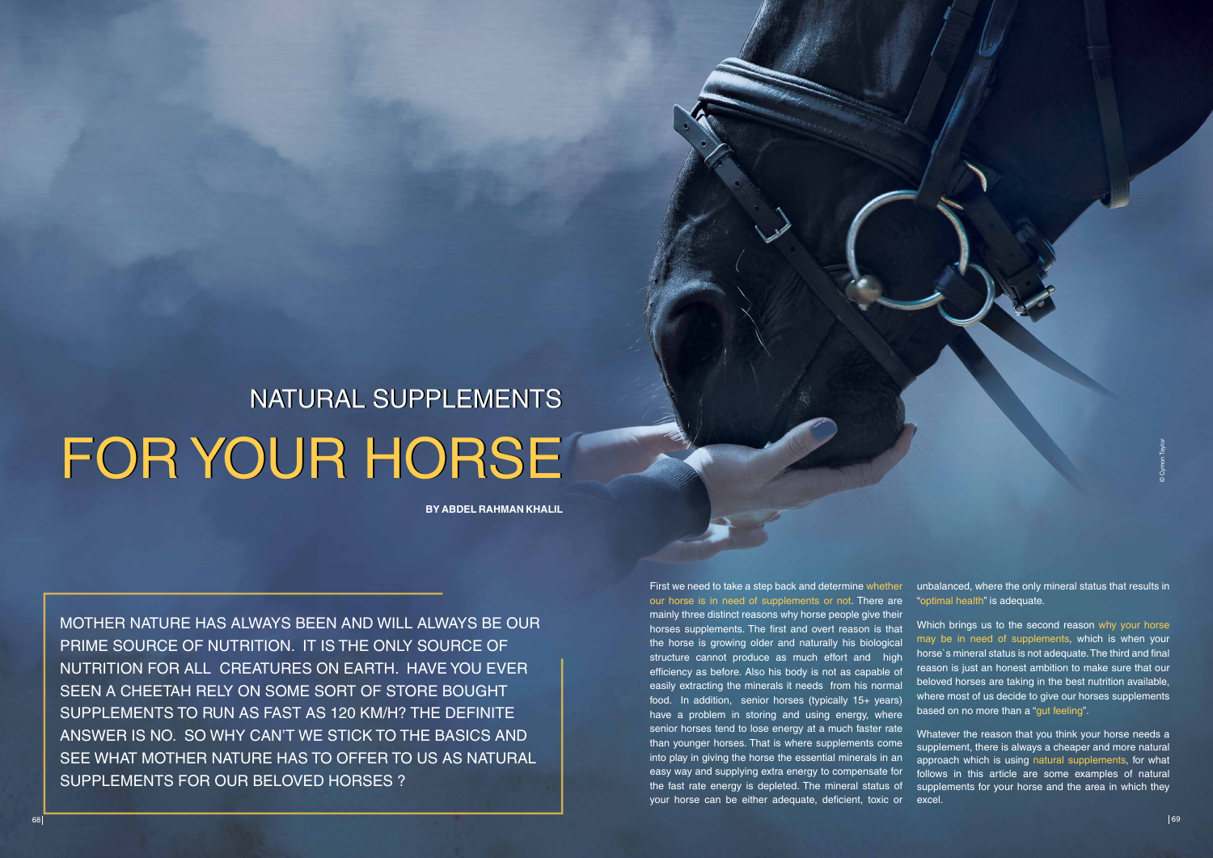# NATURAL SUPPLEMENTS

# FOR YOUR HORSE

**BY ABDEL RAHMAN KHALIL**

MOTHER NATURE HAS ALWAYS BEEN AND WILL ALWAYS BE OUR PRIME SOURCE OF NUTRITION. IT IS THE ONLY SOURCE OF NUTRITION FOR ALL CREATURES ON EARTH. HAVE YOU EVER SEEN A CHEETAH RELY ON SOME SORT OF STORE BOUGHT SUPPLEMENTS TO RUN AS FAST AS 120 KM/H? THE DEFINITE ANSWER IS NO. SO WHY CAN'T WE STICK TO THE BASICS AND SEE WHAT MOTHER NATURE HAS TO OFFER TO US AS NATURAL SUPPLEMENTS FOR OUR BELOVED HORSES ?

First we need to take a step back and determine whether our horse is in need of supplements or not. There are mainly three distinct reasons why horse people give their horses supplements. The first and overt reason is that the horse is growing older and naturally his biological structure cannot produce as much effort and high efficiency as before. Also his body is not as capable of easily extracting the minerals it needs from his normal food. In addition, senior horses (typically 15+ years) have a problem in storing and using energy, where senior horses tend to lose energy at a much faster rate than younger horses. That is where supplements come into play in giving the horse the essential minerals in an easy way and supplying extra energy to compensate for the fast rate energy is depleted. The mineral status of your horse can be either adequate, deficient, toxic or unbalanced, where the only mineral status that results in "optimal health" is adequate.

Which brings us to the second reason why your horse may be in need of supplements, which is when your horse`s mineral status is not adequate. The third and final reason is just an honest ambition to make sure that our beloved horses are taking in the best nutrition available, where most of us decide to give our horses supplements based on no more than a "gut feeling".

Whatever the reason that you think your horse needs a supplement, there is always a cheaper and more natural approach which is using natural supplements, for what follows in this article are some examples of natural supplements for your horse and the area in which they excel.

© Cymon Taylor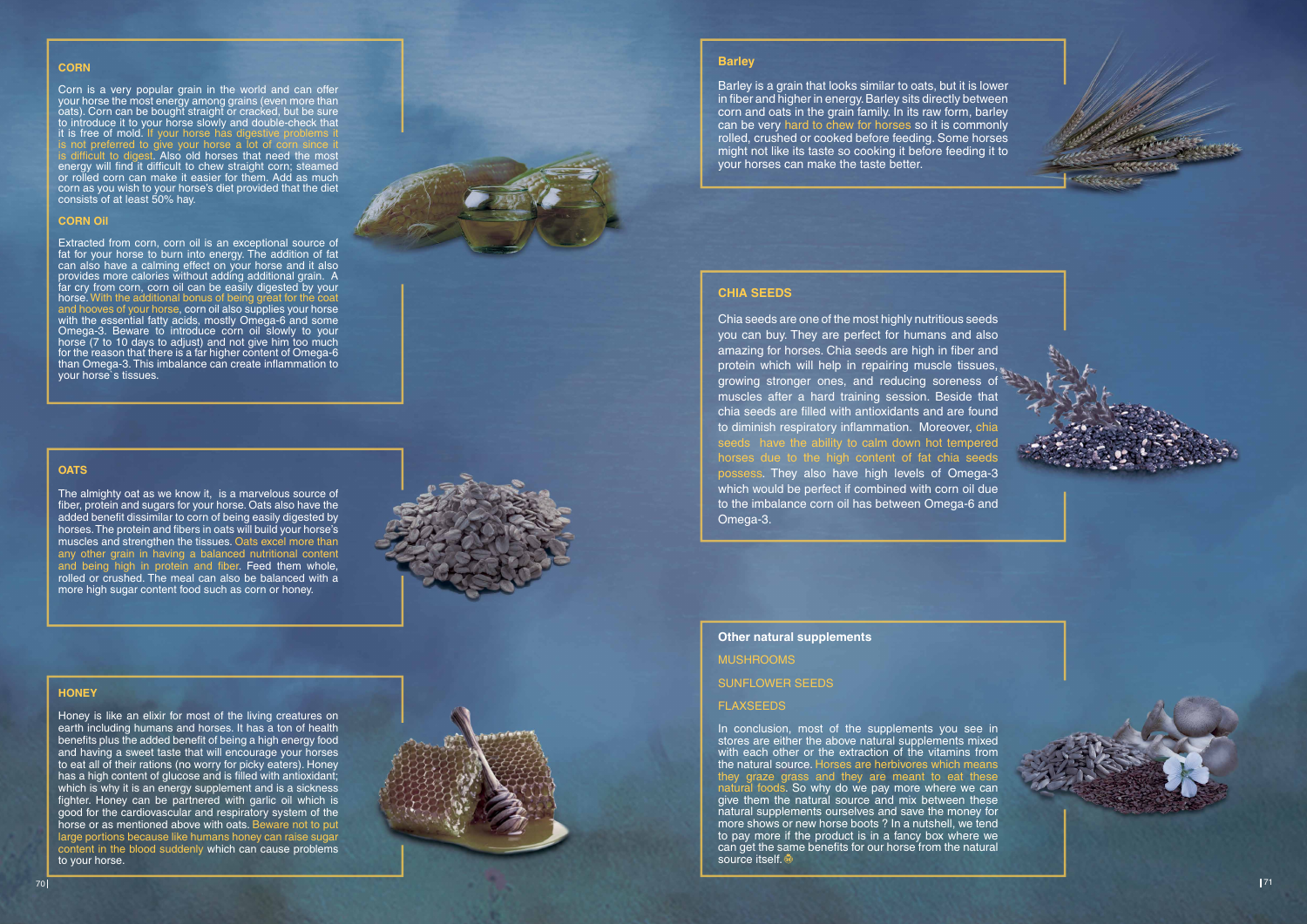## CORN

Corn is a very popular grain in the world and can offer your horse the most energy among grains (even more than oats). Corn can be bought straight or cracked, but be sure to introduce it to your horse slowly and double-check that it is free of mold. If your horse has digestive problems it is not preferred to give your horse a lot of corn since it is difficult to digest. Also old horses that need the most energy will find it difficult to chew straight corn; steamed or rolled corn can make it easier for them. Add as much corn as you wish to your horse's diet provided that the diet consists of at least 50% hay.

## CORN Oil

Extracted from corn, corn oil is an exceptional source of fat for your horse to burn into energy. The addition of fat can also have a calming effect on your horse and it also provides more calories without adding additional grain. A far cry from corn, corn oil can be easily digested by your horse. With the additional bonus of being great for the coat and hooves of your horse, corn oil also supplies your horse with the essential fatty acids, mostly Omega-6 and some Omega-3. Beware to introduce corn oil slowly to your horse (7 to 10 days to adjust) and not give him too much for the reason that there is a far higher content of Omega-6 than Omega-3. This imbalance can create inflammation to your horse´s tissues.

## OATS

The almighty oat as we know it, is a marvelous source of fiber, protein and sugars for your horse. Oats also have the added benefit dissimilar to corn of being easily digested by horses. The protein and fibers in oats will build your horse's muscles and strengthen the tissues. Oats excel more than any other grain in having a balanced nutritional content and being high in protein and fiber. Feed them whole, rolled or crushed. The meal can also be balanced with a more high sugar content food such as corn or honey.

## HONEY

Honey is like an elixir for most of the living creatures on earth including humans and horses. It has a ton of health benefits plus the added benefit of being a high energy food and having a sweet taste that will encourage your horses to eat all of their rations (no worry for picky eaters). Honey has a high content of glucose and is filled with antioxidant; which is why it is an energy supplement and is a sickness fighter. Honey can be partnered with garlic oil which is good for the cardiovascular and respiratory system of the horse or as mentioned above with oats. Beware not to put large portions because like humans honey can raise sugar content in the blood suddenly which can cause problems to your horse.

## Barley

Barley is a grain that looks similar to oats, but it is lower in fiber and higher in energy. Barley sits directly between corn and oats in the grain family. In its raw form, barley can be very hard to chew for horses so it is commonly rolled, crushed or cooked before feeding. Some horses might not like its taste so cooking it before feeding it to your horses can make the taste better.

## CHIA SEEDS

Chia seeds are one of the most highly nutritious seeds you can buy. They are perfect for humans and also amazing for horses. Chia seeds are high in fiber and protein which will help in repairing muscle tissues, growing stronger ones, and reducing soreness of muscles after a hard training session. Beside that chia seeds are filled with antioxidants and are found to diminish respiratory inflammation. Moreover, chia seeds have the ability to calm down hot tempered horses due to the high content of fat chia seeds possess. They also have high levels of Omega-3 which would be perfect if combined with corn oil due to the imbalance corn oil has between Omega-6 and Omega-3.

## Other natural supplements

MUSHROOMS

SUNFLOWER SEEDS

FLAXSEEDS

In conclusion, most of the supplements you see in stores are either the above natural supplements mixed with each other or the extraction of the vitamins from the natural source. Horses are herbivores which means they graze grass and they are meant to eat these natural foods. So why do we pay more where we can give them the natural source and mix between these natural supplements ourselves and save the money for more shows or new horse boots ? In a nutshell, we tend to pay more if the product is in a fancy box where we can get the same benefits for our horse from the natural source itself.